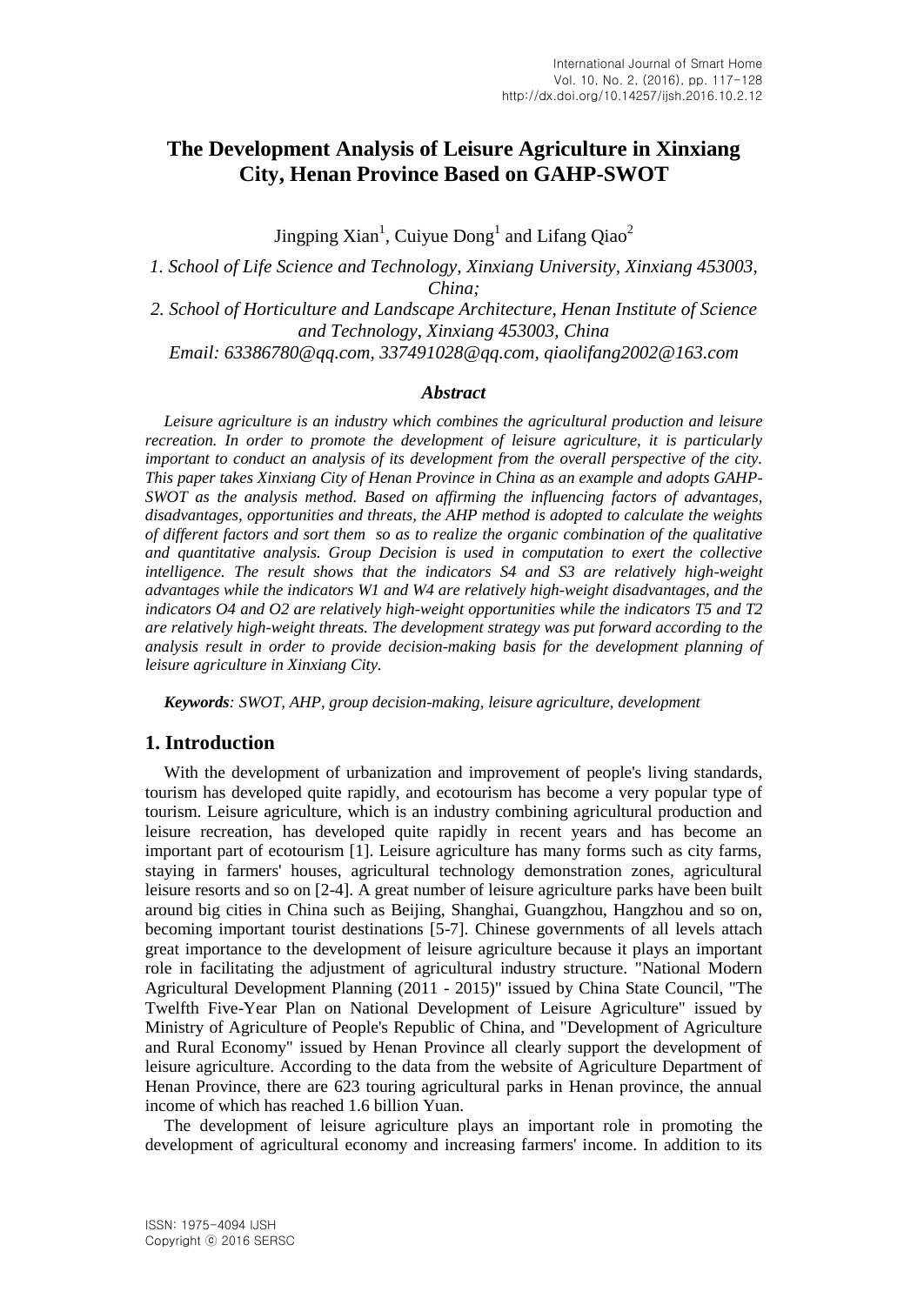# The Development Analysis of Leisure Agriculture in Xinxiang City, Henan Province Based on GAHP-SWOT

Jingping Xian[1], Cuiyue Dong[1] and Lifang Qiao[2]

*1. School of Life Science and Technology, Xinxiang University, Xinxiang 453003, China;*

*2. School of Horticulture and Landscape Architecture, Henan Institute of Science and Technology, Xinxiang 453003, China*

*Email: 63386780@qq.com, 337491028@qq.com, qiaolifang2002@163.com*

### *Abstract*

*Leisure agriculture is an industry which combines the agricultural production and leisure recreation. In order to promote the development of leisure agriculture, it is particularly important to conduct an analysis of its development from the overall perspective of the city. This paper takes Xinxiang City of Henan Province in China as an example and adopts GAHP-SWOT as the analysis method. Based on affirming the influencing factors of advantages, disadvantages, opportunities and threats, the AHP method is adopted to calculate the weights of different factors and sort them so as to realize the organic combination of the qualitative and quantitative analysis. Group Decision is used in computation to exert the collective intelligence. The result shows that the indicators S4 and S3 are relatively high-weight advantages while the indicators W1 and W4 are relatively high-weight disadvantages, and the indicators O4 and O2 are relatively high-weight opportunities while the indicators T5 and T2 are relatively high-weight threats. The development strategy was put forward according to the analysis result in order to provide decision-making basis for the development planning of leisure agriculture in Xinxiang City.*

***Keywords**: SWOT, AHP, group decision-making, leisure agriculture, development*

## 1. Introduction

With the development of urbanization and improvement of people's living standards, tourism has developed quite rapidly, and ecotourism has become a very popular type of tourism. Leisure agriculture, which is an industry combining agricultural production and leisure recreation, has developed quite rapidly in recent years and has become an important part of ecotourism [1]. Leisure agriculture has many forms such as city farms, staying in farmers' houses, agricultural technology demonstration zones, agricultural leisure resorts and so on [2-4]. A great number of leisure agriculture parks have been built around big cities in China such as Beijing, Shanghai, Guangzhou, Hangzhou and so on, becoming important tourist destinations [5-7]. Chinese governments of all levels attach great importance to the development of leisure agriculture because it plays an important role in facilitating the adjustment of agricultural industry structure. "National Modern Agricultural Development Planning (2011 - 2015)" issued by China State Council, "The Twelfth Five-Year Plan on National Development of Leisure Agriculture" issued by Ministry of Agriculture of People's Republic of China, and "Development of Agriculture and Rural Economy" issued by Henan Province all clearly support the development of leisure agriculture. According to the data from the website of Agriculture Department of Henan Province, there are 623 touring agricultural parks in Henan province, the annual income of which has reached 1.6 billion Yuan.

The development of leisure agriculture plays an important role in promoting the development of agricultural economy and increasing farmers' income. In addition to its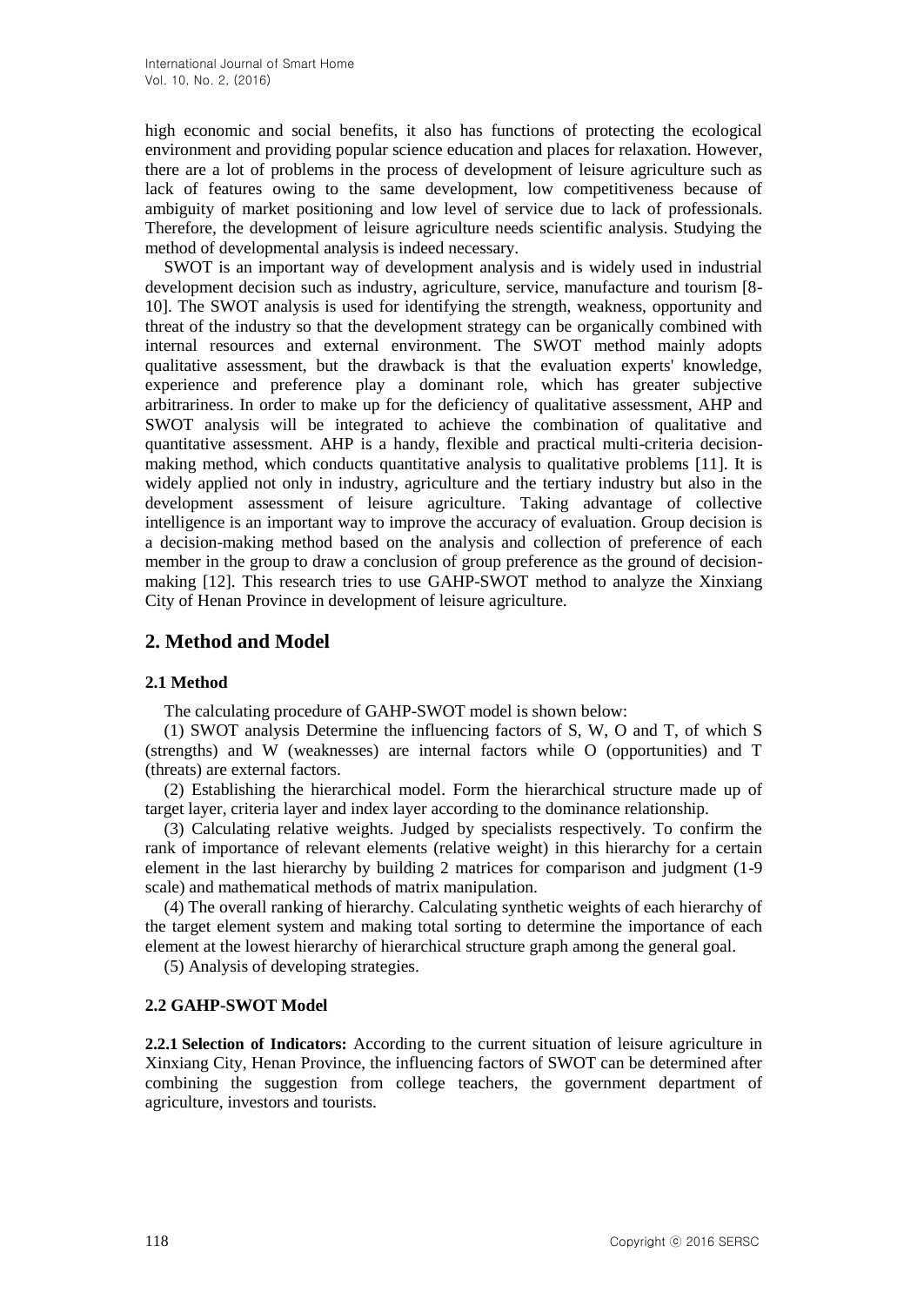high economic and social benefits, it also has functions of protecting the ecological environment and providing popular science education and places for relaxation. However, there are a lot of problems in the process of development of leisure agriculture such as lack of features owing to the same development, low competitiveness because of ambiguity of market positioning and low level of service due to lack of professionals. Therefore, the development of leisure agriculture needs scientific analysis. Studying the method of developmental analysis is indeed necessary.

SWOT is an important way of development analysis and is widely used in industrial development decision such as industry, agriculture, service, manufacture and tourism [8-10]. The SWOT analysis is used for identifying the strength, weakness, opportunity and threat of the industry so that the development strategy can be organically combined with internal resources and external environment. The SWOT method mainly adopts qualitative assessment, but the drawback is that the evaluation experts' knowledge, experience and preference play a dominant role, which has greater subjective arbitrariness. In order to make up for the deficiency of qualitative assessment, AHP and SWOT analysis will be integrated to achieve the combination of qualitative and quantitative assessment. AHP is a handy, flexible and practical multi-criteria decision-making method, which conducts quantitative analysis to qualitative problems [11]. It is widely applied not only in industry, agriculture and the tertiary industry but also in the development assessment of leisure agriculture. Taking advantage of collective intelligence is an important way to improve the accuracy of evaluation. Group decision is a decision-making method based on the analysis and collection of preference of each member in the group to draw a conclusion of group preference as the ground of decision-making [12]. This research tries to use GAHP-SWOT method to analyze the Xinxiang City of Henan Province in development of leisure agriculture.

## 2. Method and Model

### 2.1 Method

The calculating procedure of GAHP-SWOT model is shown below:

(1) SWOT analysis Determine the influencing factors of S, W, O and T, of which S (strengths) and W (weaknesses) are internal factors while O (opportunities) and T (threats) are external factors.

(2) Establishing the hierarchical model. Form the hierarchical structure made up of target layer, criteria layer and index layer according to the dominance relationship.

(3) Calculating relative weights. Judged by specialists respectively. To confirm the rank of importance of relevant elements (relative weight) in this hierarchy for a certain element in the last hierarchy by building 2 matrices for comparison and judgment (1-9 scale) and mathematical methods of matrix manipulation.

(4) The overall ranking of hierarchy. Calculating synthetic weights of each hierarchy of the target element system and making total sorting to determine the importance of each element at the lowest hierarchy of hierarchical structure graph among the general goal.

(5) Analysis of developing strategies.

### 2.2 GAHP-SWOT Model

**2.2.1 Selection of Indicators:** According to the current situation of leisure agriculture in Xinxiang City, Henan Province, the influencing factors of SWOT can be determined after combining the suggestion from college teachers, the government department of agriculture, investors and tourists.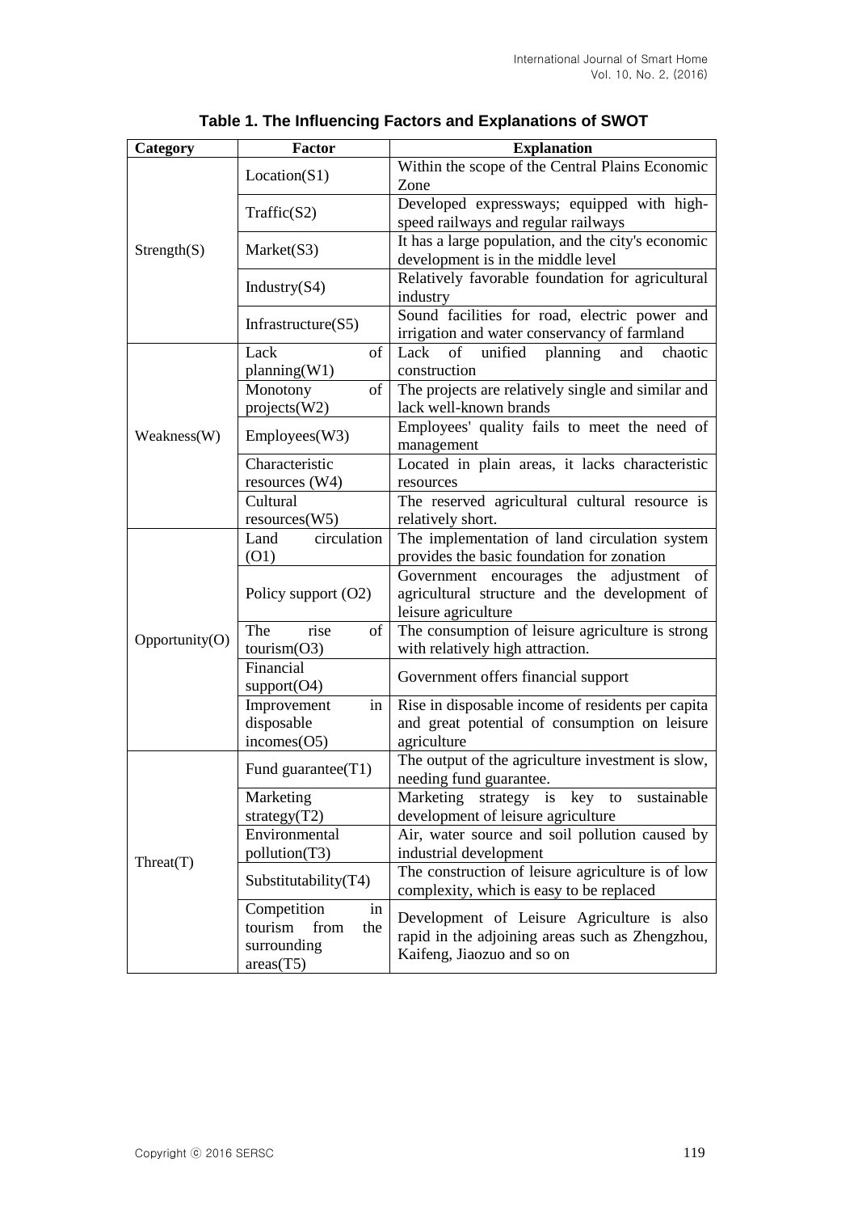**Table 1. The Influencing Factors and Explanations of SWOT**

| Category | Factor | Explanation |
|---|---|---|
| Strength(S) | Location(S1) | Within the scope of the Central Plains Economic Zone |
| | Traffic(S2) | Developed expressways; equipped with high-speed railways and regular railways |
| | Market(S3) | It has a large population, and the city's economic development is in the middle level |
| | Industry(S4) | Relatively favorable foundation for agricultural industry |
| | Infrastructure(S5) | Sound facilities for road, electric power and irrigation and water conservancy of farmland |
| Weakness(W) | Lack of planning(W1) | Lack of unified planning and chaotic construction |
| | Monotony of projects(W2) | The projects are relatively single and similar and lack well-known brands |
| | Employees(W3) | Employees' quality fails to meet the need of management |
| | Characteristic resources (W4) | Located in plain areas, it lacks characteristic resources |
| | Cultural resources(W5) | The reserved agricultural cultural resource is relatively short. |
| Opportunity(O) | Land circulation (O1) | The implementation of land circulation system provides the basic foundation for zonation |
| | Policy support (O2) | Government encourages the adjustment of agricultural structure and the development of leisure agriculture |
| | The rise of tourism(O3) | The consumption of leisure agriculture is strong with relatively high attraction. |
| | Financial support(O4) | Government offers financial support |
| | Improvement in disposable incomes(O5) | Rise in disposable income of residents per capita and great potential of consumption on leisure agriculture |
| Threat(T) | Fund guarantee(T1) | The output of the agriculture investment is slow, needing fund guarantee. |
| | Marketing strategy(T2) | Marketing strategy is key to sustainable development of leisure agriculture |
| | Environmental pollution(T3) | Air, water source and soil pollution caused by industrial development |
| | Substitutability(T4) | The construction of leisure agriculture is of low complexity, which is easy to be replaced |
| | Competition in tourism from the surrounding areas(T5) | Development of Leisure Agriculture is also rapid in the adjoining areas such as Zhengzhou, Kaifeng, Jiaozuo and so on |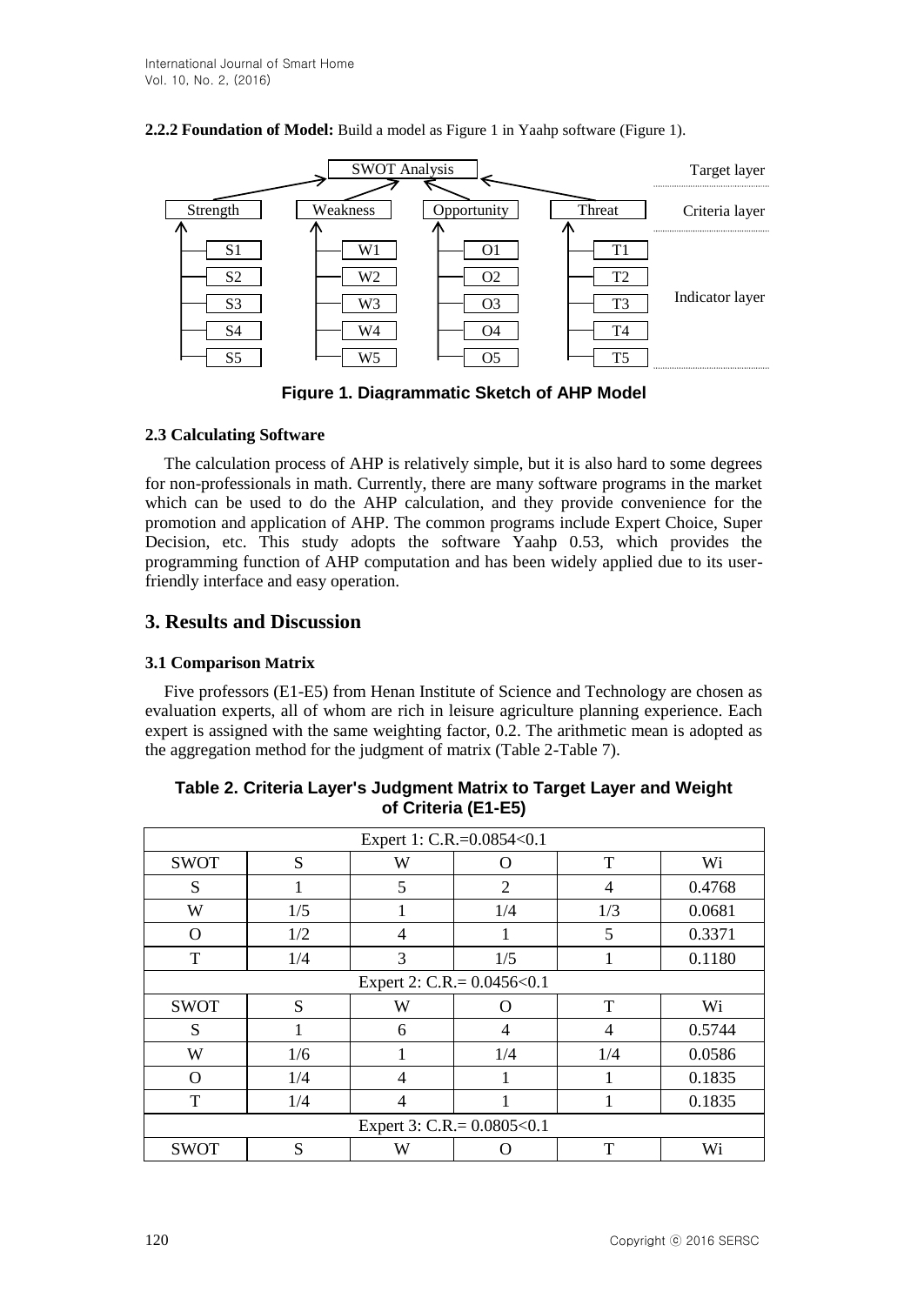**2.2.2 Foundation of Model:** Build a model as Figure 1 in Yaahp software (Figure 1).

| SWOT Analysis | | | | Target layer |
|---|---|---|---|---|
| Strength | Weakness | Opportunity | Threat | Criteria layer |
| S1 | W1 | O1 | T1 | Indicator layer |
| S2 | W2 | O2 | T2 | |
| S3 | W3 | O3 | T3 | |
| S4 | W4 | O4 | T4 | |
| S5 | W5 | O5 | T5 | |

**Figure 1. Diagrammatic Sketch of AHP Model**

### 2.3 Calculating Software

The calculation process of AHP is relatively simple, but it is also hard to some degrees for non-professionals in math. Currently, there are many software programs in the market which can be used to do the AHP calculation, and they provide convenience for the promotion and application of AHP. The common programs include Expert Choice, Super Decision, etc. This study adopts the software Yaahp 0.53, which provides the programming function of AHP computation and has been widely applied due to its user-friendly interface and easy operation.

## 3. Results and Discussion

### 3.1 Comparison Matrix

Five professors (E1-E5) from Henan Institute of Science and Technology are chosen as evaluation experts, all of whom are rich in leisure agriculture planning experience. Each expert is assigned with the same weighting factor, 0.2. The arithmetic mean is adopted as the aggregation method for the judgment of matrix (Table 2-Table 7).

**Table 2. Criteria Layer's Judgment Matrix to Target Layer and Weight of Criteria (E1-E5)**

| Expert 1: C.R.=0.0854<0.1 | | | | | |
|---|---|---|---|---|---|
| SWOT | S | W | O | T | Wi |
| S | 1 | 5 | 2 | 4 | 0.4768 |
| W | 1/5 | 1 | 1/4 | 1/3 | 0.0681 |
| O | 1/2 | 4 | 1 | 5 | 0.3371 |
| T | 1/4 | 3 | 1/5 | 1 | 0.1180 |
| Expert 2: C.R.= 0.0456<0.1 | | | | | |
| SWOT | S | W | O | T | Wi |
| S | 1 | 6 | 4 | 4 | 0.5744 |
| W | 1/6 | 1 | 1/4 | 1/4 | 0.0586 |
| O | 1/4 | 4 | 1 | 1 | 0.1835 |
| T | 1/4 | 4 | 1 | 1 | 0.1835 |
| Expert 3: C.R.= 0.0805<0.1 | | | | | |
| SWOT | S | W | O | T | Wi |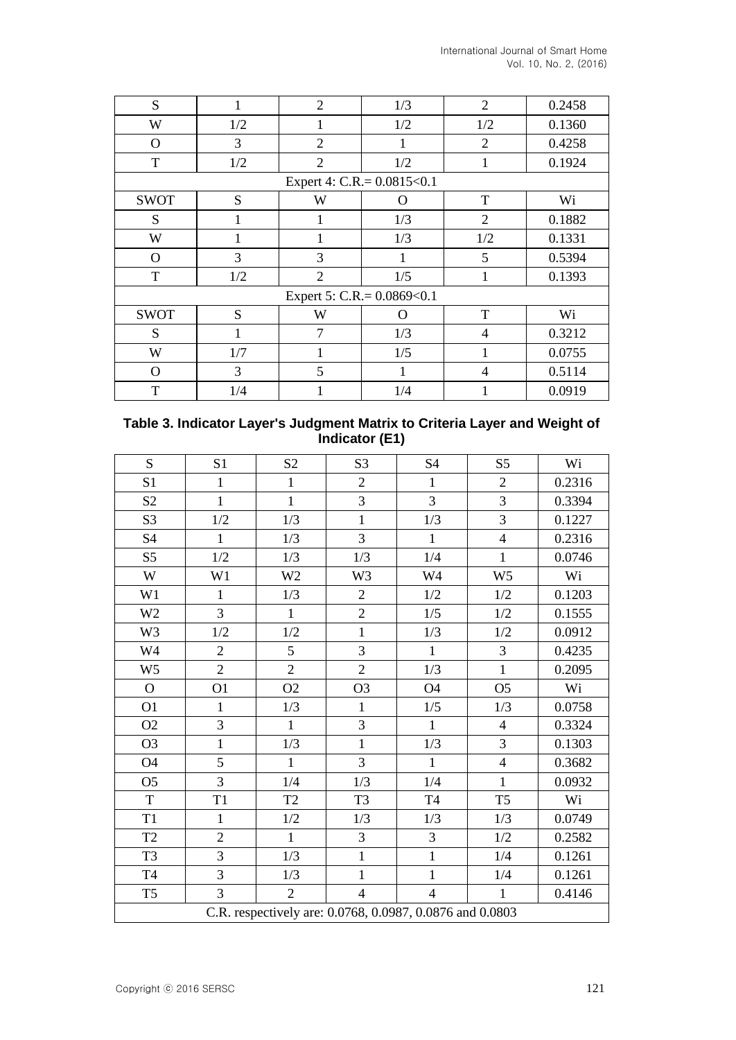| S | 1 | 2 | 1/3 | 2 | 0.2458 |
|---|---|---|---|---|---|
| W | 1/2 | 1 | 1/2 | 1/2 | 0.1360 |
| O | 3 | 2 | 1 | 2 | 0.4258 |
| T | 1/2 | 2 | 1/2 | 1 | 0.1924 |
| Expert 4: C.R.= 0.0815<0.1 | | | | | |
| SWOT | S | W | O | T | Wi |
| S | 1 | 1 | 1/3 | 2 | 0.1882 |
| W | 1 | 1 | 1/3 | 1/2 | 0.1331 |
| O | 3 | 3 | 1 | 5 | 0.5394 |
| T | 1/2 | 2 | 1/5 | 1 | 0.1393 |
| Expert 5: C.R.= 0.0869<0.1 | | | | | |
| SWOT | S | W | O | T | Wi |
| S | 1 | 7 | 1/3 | 4 | 0.3212 |
| W | 1/7 | 1 | 1/5 | 1 | 0.0755 |
| O | 3 | 5 | 1 | 4 | 0.5114 |
| T | 1/4 | 1 | 1/4 | 1 | 0.0919 |

**Table 3. Indicator Layer's Judgment Matrix to Criteria Layer and Weight of Indicator (E1)**

| S | S1 | S2 | S3 | S4 | S5 | Wi |
|---|---|---|---|---|---|---|
| S1 | 1 | 1 | 2 | 1 | 2 | 0.2316 |
| S2 | 1 | 1 | 3 | 3 | 3 | 0.3394 |
| S3 | 1/2 | 1/3 | 1 | 1/3 | 3 | 0.1227 |
| S4 | 1 | 1/3 | 3 | 1 | 4 | 0.2316 |
| S5 | 1/2 | 1/3 | 1/3 | 1/4 | 1 | 0.0746 |
| W | W1 | W2 | W3 | W4 | W5 | Wi |
| W1 | 1 | 1/3 | 2 | 1/2 | 1/2 | 0.1203 |
| W2 | 3 | 1 | 2 | 1/5 | 1/2 | 0.1555 |
| W3 | 1/2 | 1/2 | 1 | 1/3 | 1/2 | 0.0912 |
| W4 | 2 | 5 | 3 | 1 | 3 | 0.4235 |
| W5 | 2 | 2 | 2 | 1/3 | 1 | 0.2095 |
| O | O1 | O2 | O3 | O4 | O5 | Wi |
| O1 | 1 | 1/3 | 1 | 1/5 | 1/3 | 0.0758 |
| O2 | 3 | 1 | 3 | 1 | 4 | 0.3324 |
| O3 | 1 | 1/3 | 1 | 1/3 | 3 | 0.1303 |
| O4 | 5 | 1 | 3 | 1 | 4 | 0.3682 |
| O5 | 3 | 1/4 | 1/3 | 1/4 | 1 | 0.0932 |
| T | T1 | T2 | T3 | T4 | T5 | Wi |
| T1 | 1 | 1/2 | 1/3 | 1/3 | 1/3 | 0.0749 |
| T2 | 2 | 1 | 3 | 3 | 1/2 | 0.2582 |
| T3 | 3 | 1/3 | 1 | 1 | 1/4 | 0.1261 |
| T4 | 3 | 1/3 | 1 | 1 | 1/4 | 0.1261 |
| T5 | 3 | 2 | 4 | 4 | 1 | 0.4146 |
| C.R. respectively are: 0.0768, 0.0987, 0.0876 and 0.0803 | | | | | | |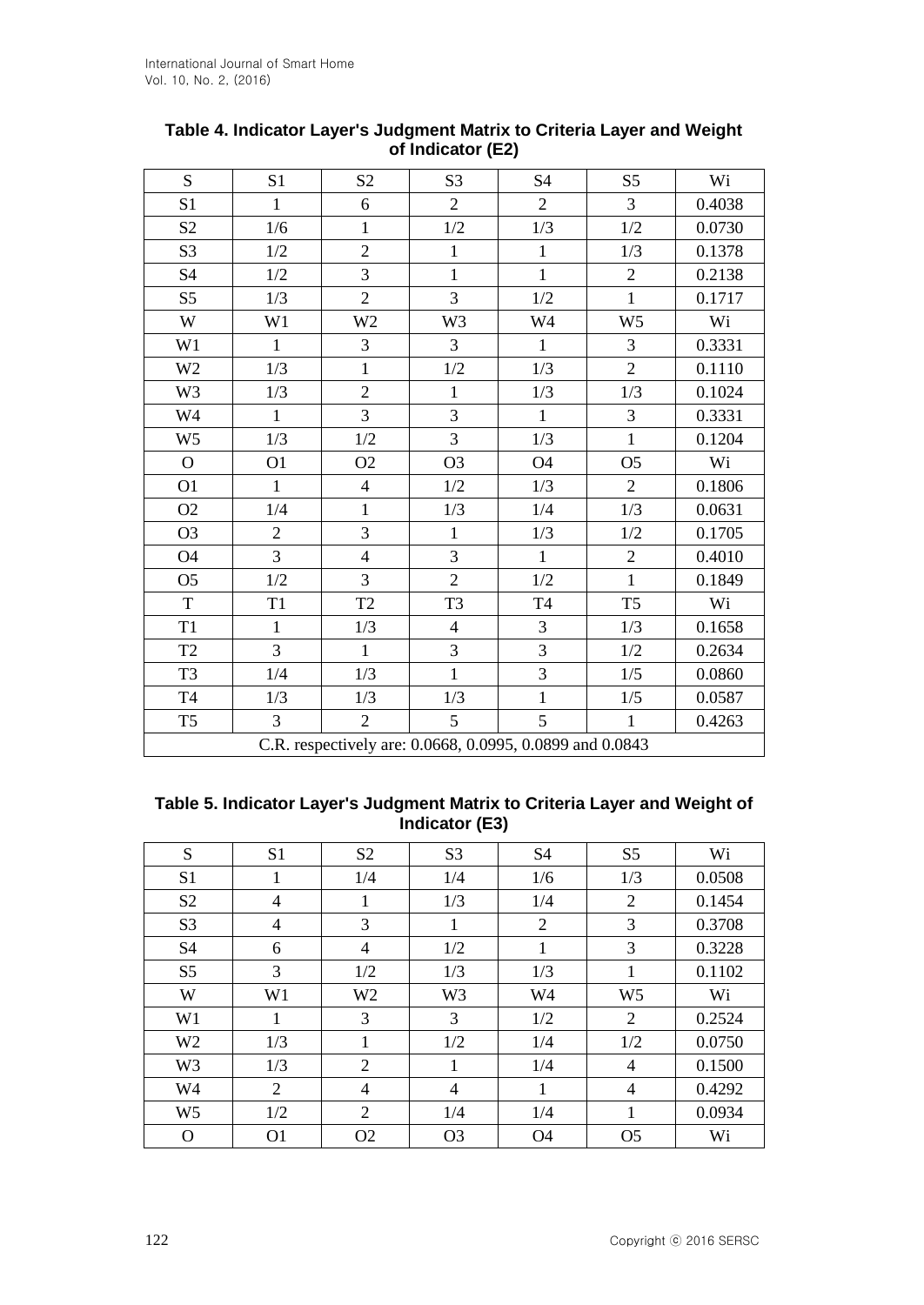**Table 4. Indicator Layer's Judgment Matrix to Criteria Layer and Weight of Indicator (E2)**

| S | S1 | S2 | S3 | S4 | S5 | Wi |
|---|---|---|---|---|---|---|
| S1 | 1 | 6 | 2 | 2 | 3 | 0.4038 |
| S2 | 1/6 | 1 | 1/2 | 1/3 | 1/2 | 0.0730 |
| S3 | 1/2 | 2 | 1 | 1 | 1/3 | 0.1378 |
| S4 | 1/2 | 3 | 1 | 1 | 2 | 0.2138 |
| S5 | 1/3 | 2 | 3 | 1/2 | 1 | 0.1717 |
| W | W1 | W2 | W3 | W4 | W5 | Wi |
| W1 | 1 | 3 | 3 | 1 | 3 | 0.3331 |
| W2 | 1/3 | 1 | 1/2 | 1/3 | 2 | 0.1110 |
| W3 | 1/3 | 2 | 1 | 1/3 | 1/3 | 0.1024 |
| W4 | 1 | 3 | 3 | 1 | 3 | 0.3331 |
| W5 | 1/3 | 1/2 | 3 | 1/3 | 1 | 0.1204 |
| O | O1 | O2 | O3 | O4 | O5 | Wi |
| O1 | 1 | 4 | 1/2 | 1/3 | 2 | 0.1806 |
| O2 | 1/4 | 1 | 1/3 | 1/4 | 1/3 | 0.0631 |
| O3 | 2 | 3 | 1 | 1/3 | 1/2 | 0.1705 |
| O4 | 3 | 4 | 3 | 1 | 2 | 0.4010 |
| O5 | 1/2 | 3 | 2 | 1/2 | 1 | 0.1849 |
| T | T1 | T2 | T3 | T4 | T5 | Wi |
| T1 | 1 | 1/3 | 4 | 3 | 1/3 | 0.1658 |
| T2 | 3 | 1 | 3 | 3 | 1/2 | 0.2634 |
| T3 | 1/4 | 1/3 | 1 | 3 | 1/5 | 0.0860 |
| T4 | 1/3 | 1/3 | 1/3 | 1 | 1/5 | 0.0587 |
| T5 | 3 | 2 | 5 | 5 | 1 | 0.4263 |
| C.R. respectively are: 0.0668, 0.0995, 0.0899 and 0.0843 | | | | | | |

**Table 5. Indicator Layer's Judgment Matrix to Criteria Layer and Weight of Indicator (E3)**

| S | S1 | S2 | S3 | S4 | S5 | Wi |
|---|---|---|---|---|---|---|
| S1 | 1 | 1/4 | 1/4 | 1/6 | 1/3 | 0.0508 |
| S2 | 4 | 1 | 1/3 | 1/4 | 2 | 0.1454 |
| S3 | 4 | 3 | 1 | 2 | 3 | 0.3708 |
| S4 | 6 | 4 | 1/2 | 1 | 3 | 0.3228 |
| S5 | 3 | 1/2 | 1/3 | 1/3 | 1 | 0.1102 |
| W | W1 | W2 | W3 | W4 | W5 | Wi |
| W1 | 1 | 3 | 3 | 1/2 | 2 | 0.2524 |
| W2 | 1/3 | 1 | 1/2 | 1/4 | 1/2 | 0.0750 |
| W3 | 1/3 | 2 | 1 | 1/4 | 4 | 0.1500 |
| W4 | 2 | 4 | 4 | 1 | 4 | 0.4292 |
| W5 | 1/2 | 2 | 1/4 | 1/4 | 1 | 0.0934 |
| O | O1 | O2 | O3 | O4 | O5 | Wi |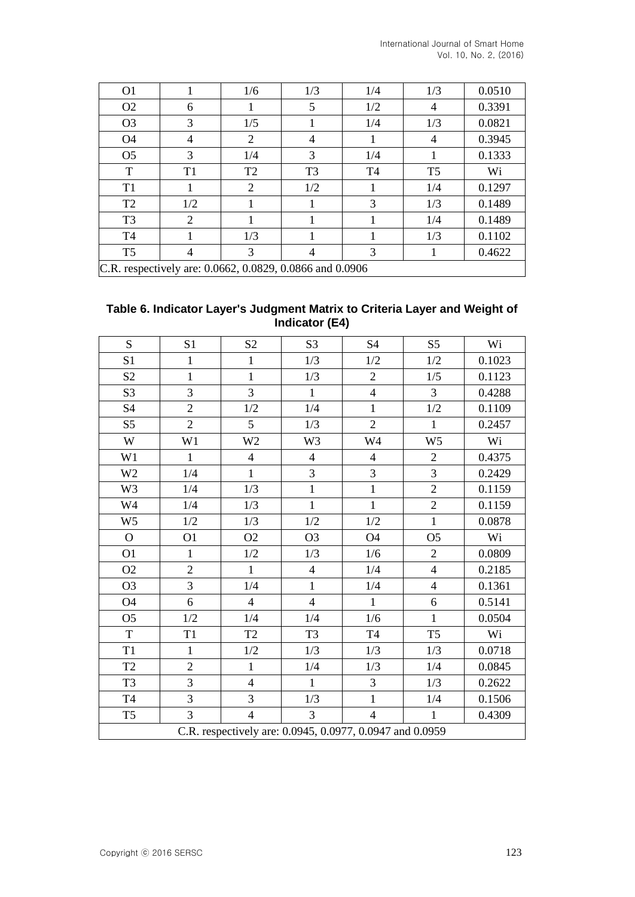| O1 | 1 | 1/6 | 1/3 | 1/4 | 1/3 | 0.0510 |
|---|---|---|---|---|---|---|
| O2 | 6 | 1 | 5 | 1/2 | 4 | 0.3391 |
| O3 | 3 | 1/5 | 1 | 1/4 | 1/3 | 0.0821 |
| O4 | 4 | 2 | 4 | 1 | 4 | 0.3945 |
| O5 | 3 | 1/4 | 3 | 1/4 | 1 | 0.1333 |
| T | T1 | T2 | T3 | T4 | T5 | Wi |
| T1 | 1 | 2 | 1/2 | 1 | 1/4 | 0.1297 |
| T2 | 1/2 | 1 | 1 | 3 | 1/3 | 0.1489 |
| T3 | 2 | 1 | 1 | 1 | 1/4 | 0.1489 |
| T4 | 1 | 1/3 | 1 | 1 | 1/3 | 0.1102 |
| T5 | 4 | 3 | 4 | 3 | 1 | 0.4622 |
| C.R. respectively are: 0.0662, 0.0829, 0.0866 and 0.0906 | | | | | | |

**Table 6. Indicator Layer's Judgment Matrix to Criteria Layer and Weight of Indicator (E4)**

| S | S1 | S2 | S3 | S4 | S5 | Wi |
|---|---|---|---|---|---|---|
| S1 | 1 | 1 | 1/3 | 1/2 | 1/2 | 0.1023 |
| S2 | 1 | 1 | 1/3 | 2 | 1/5 | 0.1123 |
| S3 | 3 | 3 | 1 | 4 | 3 | 0.4288 |
| S4 | 2 | 1/2 | 1/4 | 1 | 1/2 | 0.1109 |
| S5 | 2 | 5 | 1/3 | 2 | 1 | 0.2457 |
| W | W1 | W2 | W3 | W4 | W5 | Wi |
| W1 | 1 | 4 | 4 | 4 | 2 | 0.4375 |
| W2 | 1/4 | 1 | 3 | 3 | 3 | 0.2429 |
| W3 | 1/4 | 1/3 | 1 | 1 | 2 | 0.1159 |
| W4 | 1/4 | 1/3 | 1 | 1 | 2 | 0.1159 |
| W5 | 1/2 | 1/3 | 1/2 | 1/2 | 1 | 0.0878 |
| O | O1 | O2 | O3 | O4 | O5 | Wi |
| O1 | 1 | 1/2 | 1/3 | 1/6 | 2 | 0.0809 |
| O2 | 2 | 1 | 4 | 1/4 | 4 | 0.2185 |
| O3 | 3 | 1/4 | 1 | 1/4 | 4 | 0.1361 |
| O4 | 6 | 4 | 4 | 1 | 6 | 0.5141 |
| O5 | 1/2 | 1/4 | 1/4 | 1/6 | 1 | 0.0504 |
| T | T1 | T2 | T3 | T4 | T5 | Wi |
| T1 | 1 | 1/2 | 1/3 | 1/3 | 1/3 | 0.0718 |
| T2 | 2 | 1 | 1/4 | 1/3 | 1/4 | 0.0845 |
| T3 | 3 | 4 | 1 | 3 | 1/3 | 0.2622 |
| T4 | 3 | 3 | 1/3 | 1 | 1/4 | 0.1506 |
| T5 | 3 | 4 | 3 | 4 | 1 | 0.4309 |
| C.R. respectively are: 0.0945, 0.0977, 0.0947 and 0.0959 | | | | | | |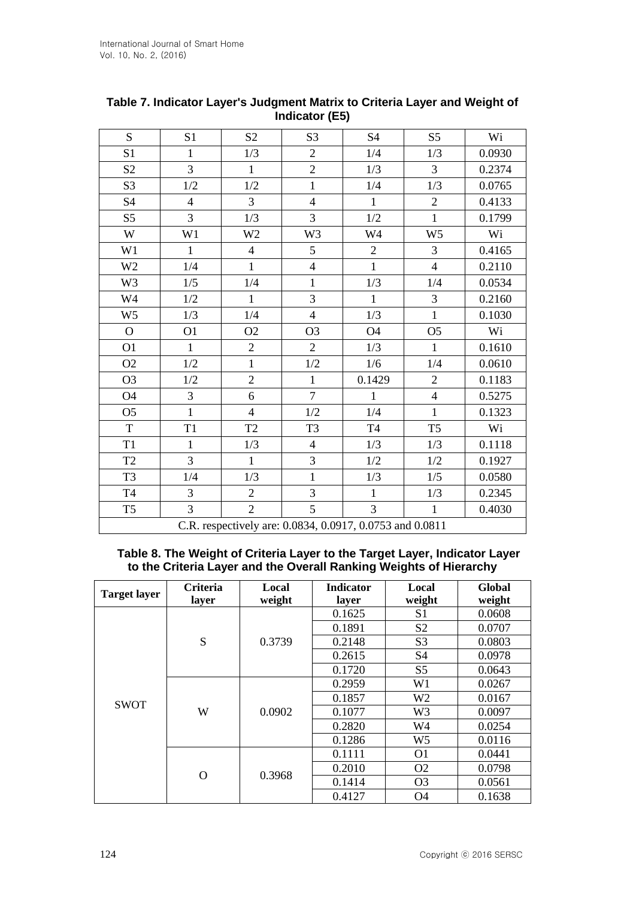**Table 7. Indicator Layer's Judgment Matrix to Criteria Layer and Weight of Indicator (E5)**

| S | S1 | S2 | S3 | S4 | S5 | Wi |
|---|---|---|---|---|---|---|
| S1 | 1 | 1/3 | 2 | 1/4 | 1/3 | 0.0930 |
| S2 | 3 | 1 | 2 | 1/3 | 3 | 0.2374 |
| S3 | 1/2 | 1/2 | 1 | 1/4 | 1/3 | 0.0765 |
| S4 | 4 | 3 | 4 | 1 | 2 | 0.4133 |
| S5 | 3 | 1/3 | 3 | 1/2 | 1 | 0.1799 |
| W | W1 | W2 | W3 | W4 | W5 | Wi |
| W1 | 1 | 4 | 5 | 2 | 3 | 0.4165 |
| W2 | 1/4 | 1 | 4 | 1 | 4 | 0.2110 |
| W3 | 1/5 | 1/4 | 1 | 1/3 | 1/4 | 0.0534 |
| W4 | 1/2 | 1 | 3 | 1 | 3 | 0.2160 |
| W5 | 1/3 | 1/4 | 4 | 1/3 | 1 | 0.1030 |
| O | O1 | O2 | O3 | O4 | O5 | Wi |
| O1 | 1 | 2 | 2 | 1/3 | 1 | 0.1610 |
| O2 | 1/2 | 1 | 1/2 | 1/6 | 1/4 | 0.0610 |
| O3 | 1/2 | 2 | 1 | 0.1429 | 2 | 0.1183 |
| O4 | 3 | 6 | 7 | 1 | 4 | 0.5275 |
| O5 | 1 | 4 | 1/2 | 1/4 | 1 | 0.1323 |
| T | T1 | T2 | T3 | T4 | T5 | Wi |
| T1 | 1 | 1/3 | 4 | 1/3 | 1/3 | 0.1118 |
| T2 | 3 | 1 | 3 | 1/2 | 1/2 | 0.1927 |
| T3 | 1/4 | 1/3 | 1 | 1/3 | 1/5 | 0.0580 |
| T4 | 3 | 2 | 3 | 1 | 1/3 | 0.2345 |
| T5 | 3 | 2 | 5 | 3 | 1 | 0.4030 |
| C.R. respectively are: 0.0834, 0.0917, 0.0753 and 0.0811 | | | | | | |

**Table 8. The Weight of Criteria Layer to the Target Layer, Indicator Layer to the Criteria Layer and the Overall Ranking Weights of Hierarchy**

| Target layer | Criteria layer | Local weight | Indicator layer | Local weight | Global weight |
|---|---|---|---|---|---|
| SWOT | S | 0.3739 | 0.1625 | S1 | 0.0608 |
| | | | 0.1891 | S2 | 0.0707 |
| | | | 0.2148 | S3 | 0.0803 |
| | | | 0.2615 | S4 | 0.0978 |
| | | | 0.1720 | S5 | 0.0643 |
| | W | 0.0902 | 0.2959 | W1 | 0.0267 |
| | | | 0.1857 | W2 | 0.0167 |
| | | | 0.1077 | W3 | 0.0097 |
| | | | 0.2820 | W4 | 0.0254 |
| | | | 0.1286 | W5 | 0.0116 |
| | O | 0.3968 | 0.1111 | O1 | 0.0441 |
| | | | 0.2010 | O2 | 0.0798 |
| | | | 0.1414 | O3 | 0.0561 |
| | | | 0.4127 | O4 | 0.1638 |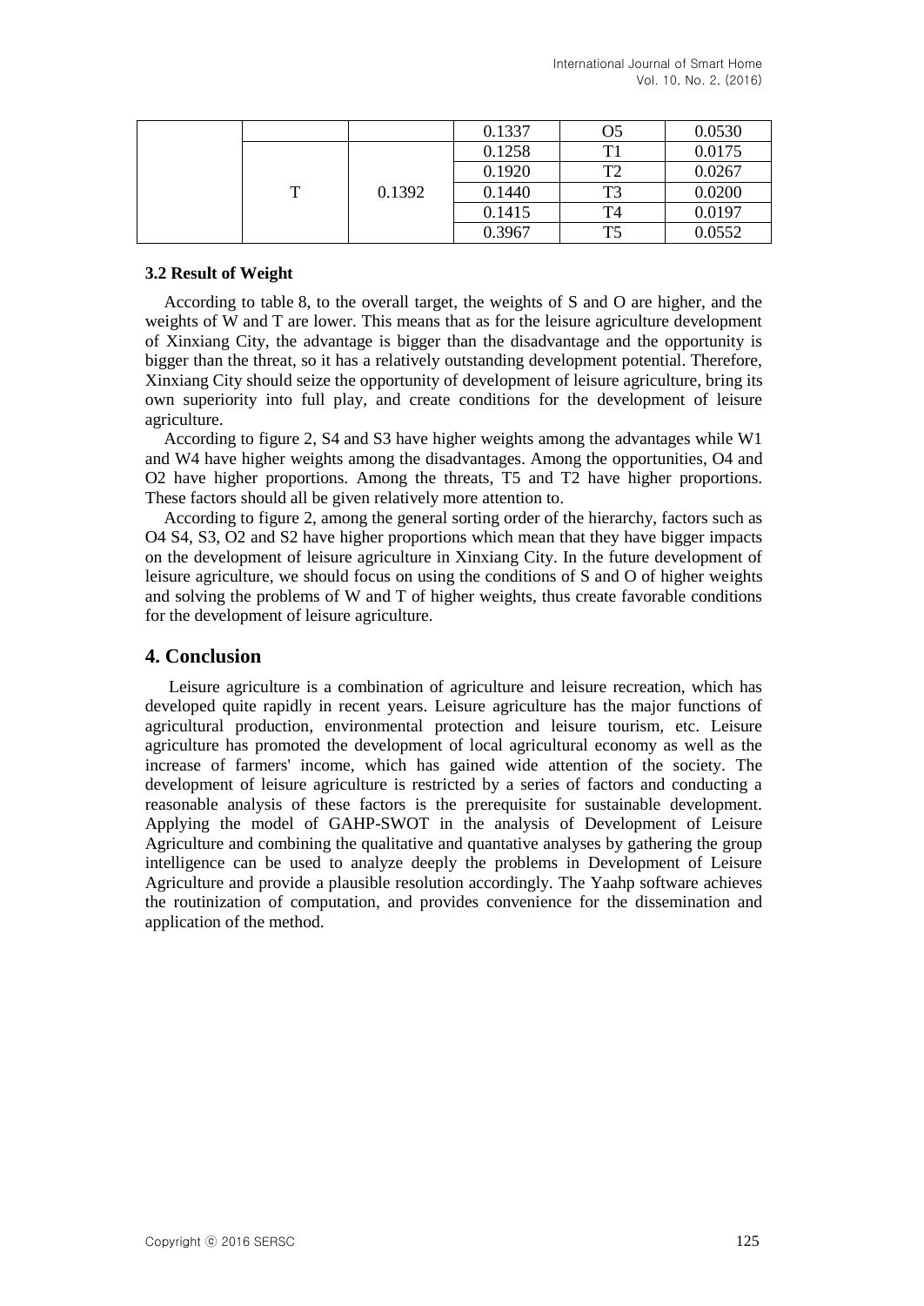| | | | 0.1337 | O5 | 0.0530 |
|---|---|---|---|---|---|
| | T | 0.1392 | 0.1258 | T1 | 0.0175 |
| | | | 0.1920 | T2 | 0.0267 |
| | | | 0.1440 | T3 | 0.0200 |
| | | | 0.1415 | T4 | 0.0197 |
| | | | 0.3967 | T5 | 0.0552 |

**3.2 Result of Weight**

According to table 8, to the overall target, the weights of S and O are higher, and the weights of W and T are lower. This means that as for the leisure agriculture development of Xinxiang City, the advantage is bigger than the disadvantage and the opportunity is bigger than the threat, so it has a relatively outstanding development potential. Therefore, Xinxiang City should seize the opportunity of development of leisure agriculture, bring its own superiority into full play, and create conditions for the development of leisure agriculture.

According to figure 2, S4 and S3 have higher weights among the advantages while W1 and W4 have higher weights among the disadvantages. Among the opportunities, O4 and O2 have higher proportions. Among the threats, T5 and T2 have higher proportions. These factors should all be given relatively more attention to.

According to figure 2, among the general sorting order of the hierarchy, factors such as O4 S4, S3, O2 and S2 have higher proportions which mean that they have bigger impacts on the development of leisure agriculture in Xinxiang City. In the future development of leisure agriculture, we should focus on using the conditions of S and O of higher weights and solving the problems of W and T of higher weights, thus create favorable conditions for the development of leisure agriculture.

## 4. Conclusion

Leisure agriculture is a combination of agriculture and leisure recreation, which has developed quite rapidly in recent years. Leisure agriculture has the major functions of agricultural production, environmental protection and leisure tourism, etc. Leisure agriculture has promoted the development of local agricultural economy as well as the increase of farmers' income, which has gained wide attention of the society. The development of leisure agriculture is restricted by a series of factors and conducting a reasonable analysis of these factors is the prerequisite for sustainable development. Applying the model of GAHP-SWOT in the analysis of Development of Leisure Agriculture and combining the qualitative and quantative analyses by gathering the group intelligence can be used to analyze deeply the problems in Development of Leisure Agriculture and provide a plausible resolution accordingly. The Yaahp software achieves the routinization of computation, and provides convenience for the dissemination and application of the method.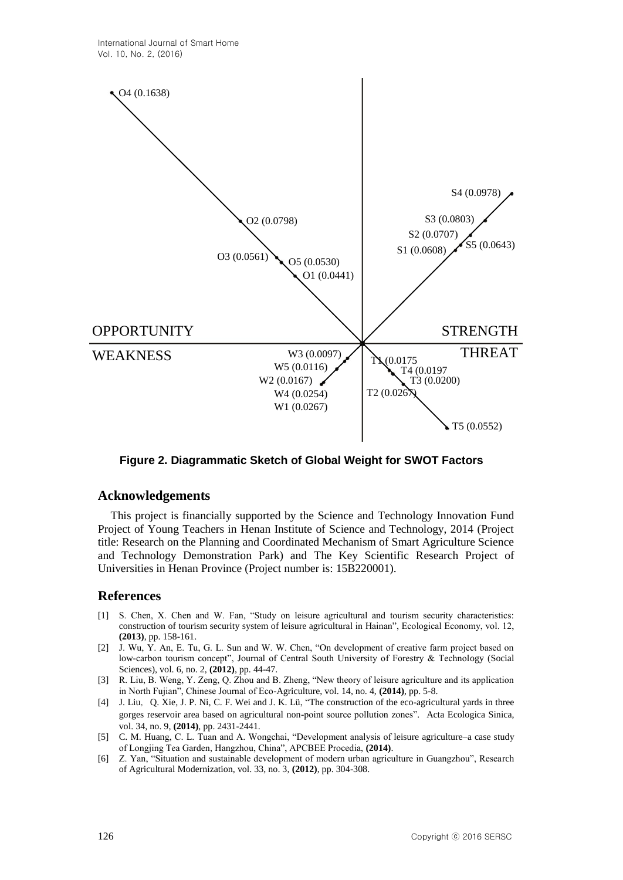OPPORTUNITY STRENGTH

WEAKNESS THREAT

O4 (0.1638)

O2 (0.0798)

O3 (0.0561) O5 (0.0530)

O1 (0.0441)

S4 (0.0978)

S3 (0.0803)

S2 (0.0707)

S1 (0.0608) S5 (0.0643)

W3 (0.0097)

W5 (0.0116)

W2 (0.0167)

W4 (0.0254)

W1 (0.0267)

T1 (0.0175

T4 (0.0197

T3 (0.0200)

T2 (0.0267)

T5 (0.0552)

**Figure 2. Diagrammatic Sketch of Global Weight for SWOT Factors**

## Acknowledgements

This project is financially supported by the Science and Technology Innovation Fund Project of Young Teachers in Henan Institute of Science and Technology, 2014 (Project title: Research on the Planning and Coordinated Mechanism of Smart Agriculture Science and Technology Demonstration Park) and The Key Scientific Research Project of Universities in Henan Province (Project number is: 15B220001).

## References

[1] S. Chen, X. Chen and W. Fan, "Study on leisure agricultural and tourism security characteristics: construction of tourism security system of leisure agricultural in Hainan", Ecological Economy, vol. 12, **(2013)**, pp. 158-161.

[2] J. Wu, Y. An, E. Tu, G. L. Sun and W. W. Chen, "On development of creative farm project based on low-carbon tourism concept", Journal of Central South University of Forestry & Technology (Social Sciences), vol. 6, no. 2, **(2012)**, pp. 44-47.

[3] R. Liu, B. Weng, Y. Zeng, Q. Zhou and B. Zheng, "New theory of leisure agriculture and its application in North Fujian", Chinese Journal of Eco-Agriculture, vol. 14, no. 4, **(2014)**, pp. 5-8.

[4] J. Liu, Q. Xie, J. P. Ni, C. F. Wei and J. K. Lü, "The construction of the eco-agricultural yards in three gorges reservoir area based on agricultural non-point source pollution zones". Acta Ecologica Sinica, vol. 34, no. 9, **(2014)**, pp. 2431-2441.

[5] C. M. Huang, C. L. Tuan and A. Wongchai, "Development analysis of leisure agriculture–a case study of Longjing Tea Garden, Hangzhou, China", APCBEE Procedia, **(2014)**.

[6] Z. Yan, "Situation and sustainable development of modern urban agriculture in Guangzhou", Research of Agricultural Modernization, vol. 33, no. 3, **(2012)**, pp. 304-308.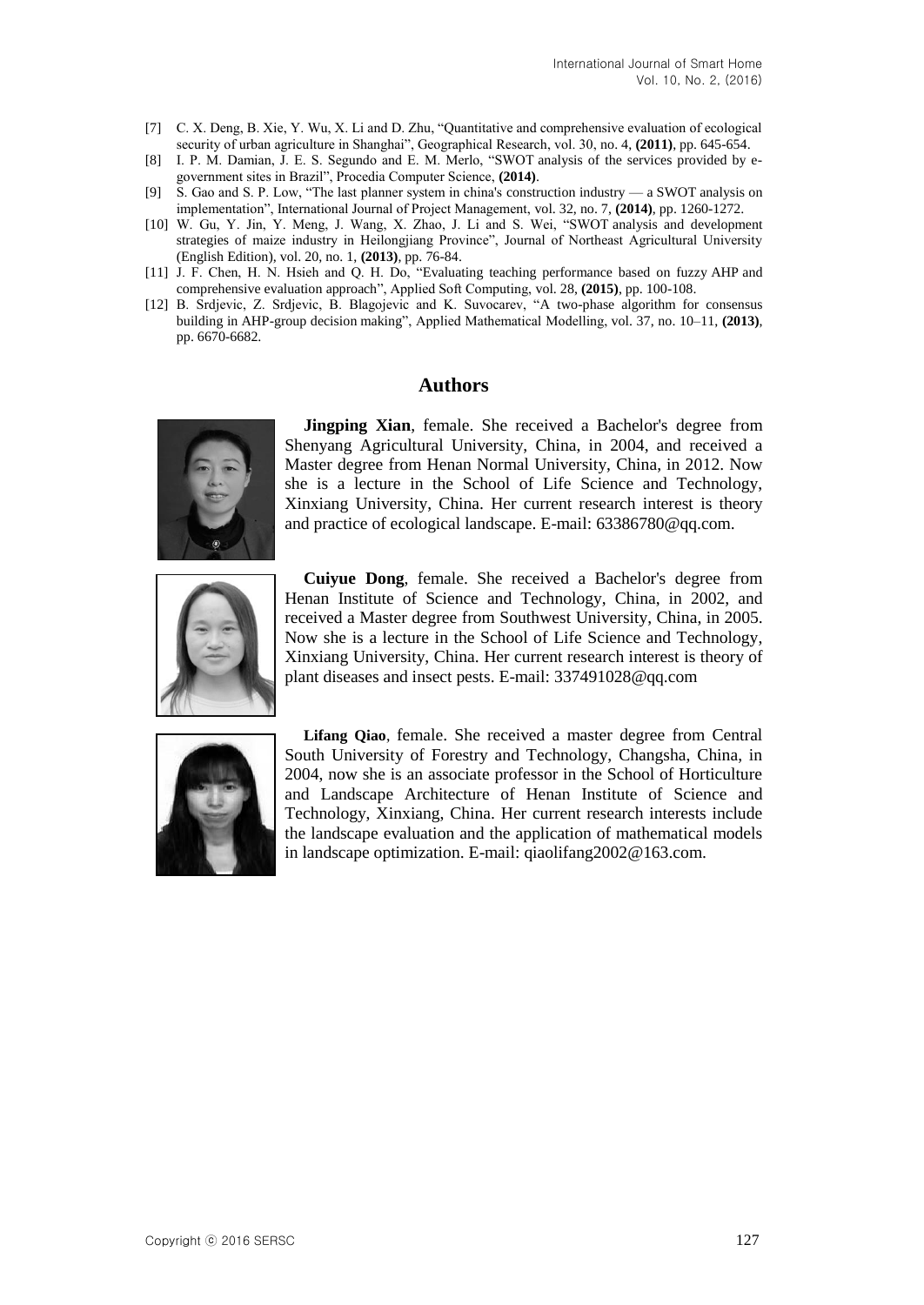[7] C. X. Deng, B. Xie, Y. Wu, X. Li and D. Zhu, "Quantitative and comprehensive evaluation of ecological security of urban agriculture in Shanghai", Geographical Research, vol. 30, no. 4, **(2011)**, pp. 645-654.

[8] I. P. M. Damian, J. E. S. Segundo and E. M. Merlo, "SWOT analysis of the services provided by e-government sites in Brazil", Procedia Computer Science, **(2014)**.

[9] S. Gao and S. P. Low, "The last planner system in china's construction industry — a SWOT analysis on implementation", International Journal of Project Management, vol. 32, no. 7, **(2014)**, pp. 1260-1272.

[10] W. Gu, Y. Jin, Y. Meng, J. Wang, X. Zhao, J. Li and S. Wei, "SWOT analysis and development strategies of maize industry in Heilongjiang Province", Journal of Northeast Agricultural University (English Edition), vol. 20, no. 1, **(2013)**, pp. 76-84.

[11] J. F. Chen, H. N. Hsieh and Q. H. Do, "Evaluating teaching performance based on fuzzy AHP and comprehensive evaluation approach", Applied Soft Computing, vol. 28, **(2015)**, pp. 100-108.

[12] B. Srdjevic, Z. Srdjevic, B. Blagojevic and K. Suvocarev, "A two-phase algorithm for consensus building in AHP-group decision making", Applied Mathematical Modelling, vol. 37, no. 10–11, **(2013)**, pp. 6670-6682.

## Authors

**Jingping Xian**, female. She received a Bachelor's degree from Shenyang Agricultural University, China, in 2004, and received a Master degree from Henan Normal University, China, in 2012. Now she is a lecture in the School of Life Science and Technology, Xinxiang University, China. Her current research interest is theory and practice of ecological landscape. E-mail: 63386780@qq.com.

**Cuiyue Dong**, female. She received a Bachelor's degree from Henan Institute of Science and Technology, China, in 2002, and received a Master degree from Southwest University, China, in 2005. Now she is a lecture in the School of Life Science and Technology, Xinxiang University, China. Her current research interest is theory of plant diseases and insect pests. E-mail: 337491028@qq.com

**Lifang Qiao**, female. She received a master degree from Central South University of Forestry and Technology, Changsha, China, in 2004, now she is an associate professor in the School of Horticulture and Landscape Architecture of Henan Institute of Science and Technology, Xinxiang, China. Her current research interests include the landscape evaluation and the application of mathematical models in landscape optimization. E-mail: qiaolifang2002@163.com.